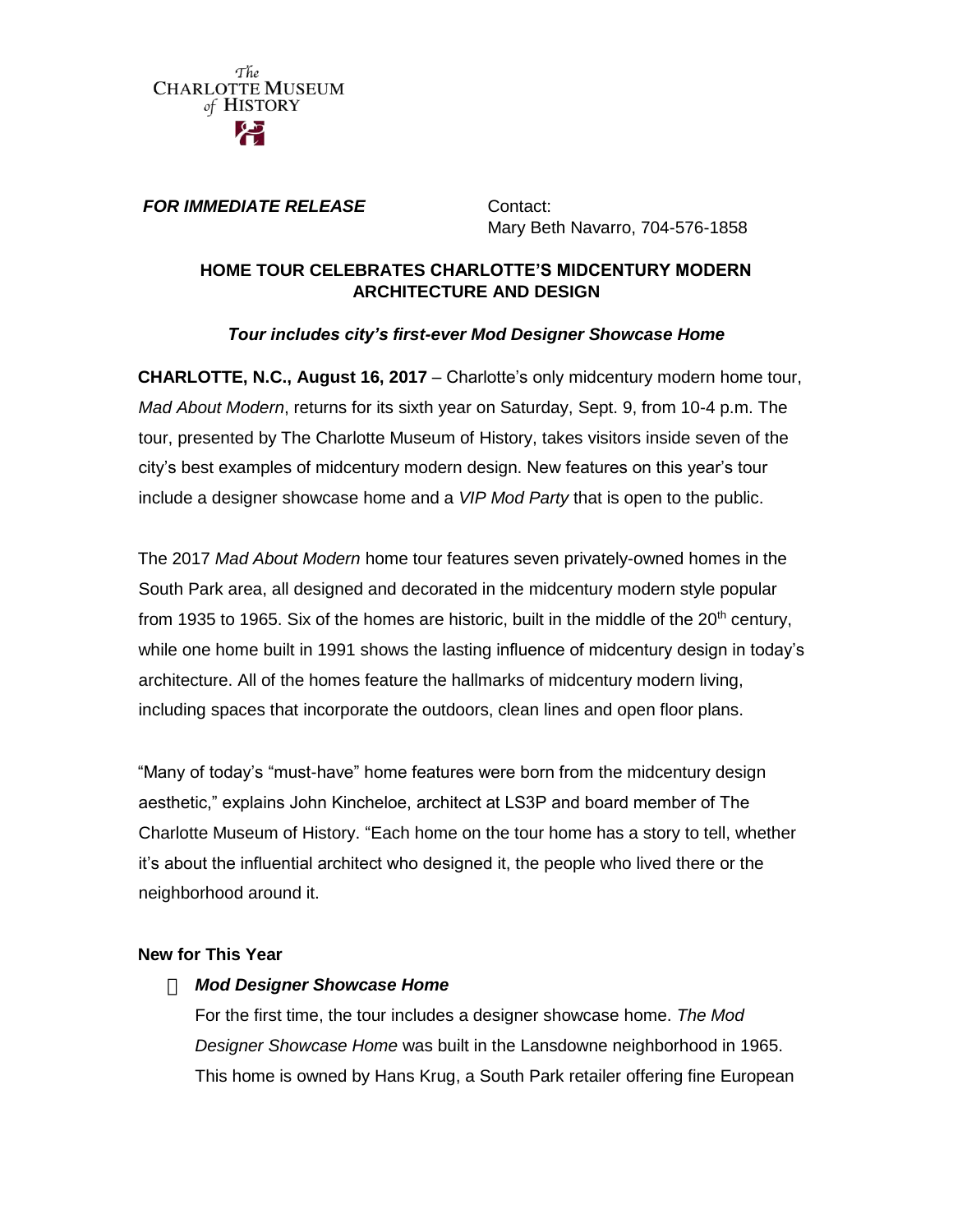The
CHARLOTTE MUSEUM
of HISTORY

***FOR IMMEDIATE RELEASE***

Contact:
Mary Beth Navarro, 704-576-1858

**HOME TOUR CELEBRATES CHARLOTTE'S MIDCENTURY MODERN ARCHITECTURE AND DESIGN**

***Tour includes city's first-ever Mod Designer Showcase Home***

**CHARLOTTE, N.C., August 16, 2017** – Charlotte's only midcentury modern home tour, *Mad About Modern*, returns for its sixth year on Saturday, Sept. 9, from 10-4 p.m. The tour, presented by The Charlotte Museum of History, takes visitors inside seven of the city's best examples of midcentury modern design. New features on this year's tour include a designer showcase home and a *VIP Mod Party* that is open to the public.

The 2017 *Mad About Modern* home tour features seven privately-owned homes in the South Park area, all designed and decorated in the midcentury modern style popular from 1935 to 1965. Six of the homes are historic, built in the middle of the 20th century, while one home built in 1991 shows the lasting influence of midcentury design in today's architecture. All of the homes feature the hallmarks of midcentury modern living, including spaces that incorporate the outdoors, clean lines and open floor plans.

"Many of today's "must-have" home features were born from the midcentury design aesthetic," explains John Kincheloe, architect at LS3P and board member of The Charlotte Museum of History. "Each home on the tour home has a story to tell, whether it's about the influential architect who designed it, the people who lived there or the neighborhood around it.

**New for This Year**

- ***Mod Designer Showcase Home***

  For the first time, the tour includes a designer showcase home. *The Mod Designer Showcase Home* was built in the Lansdowne neighborhood in 1965. This home is owned by Hans Krug, a South Park retailer offering fine European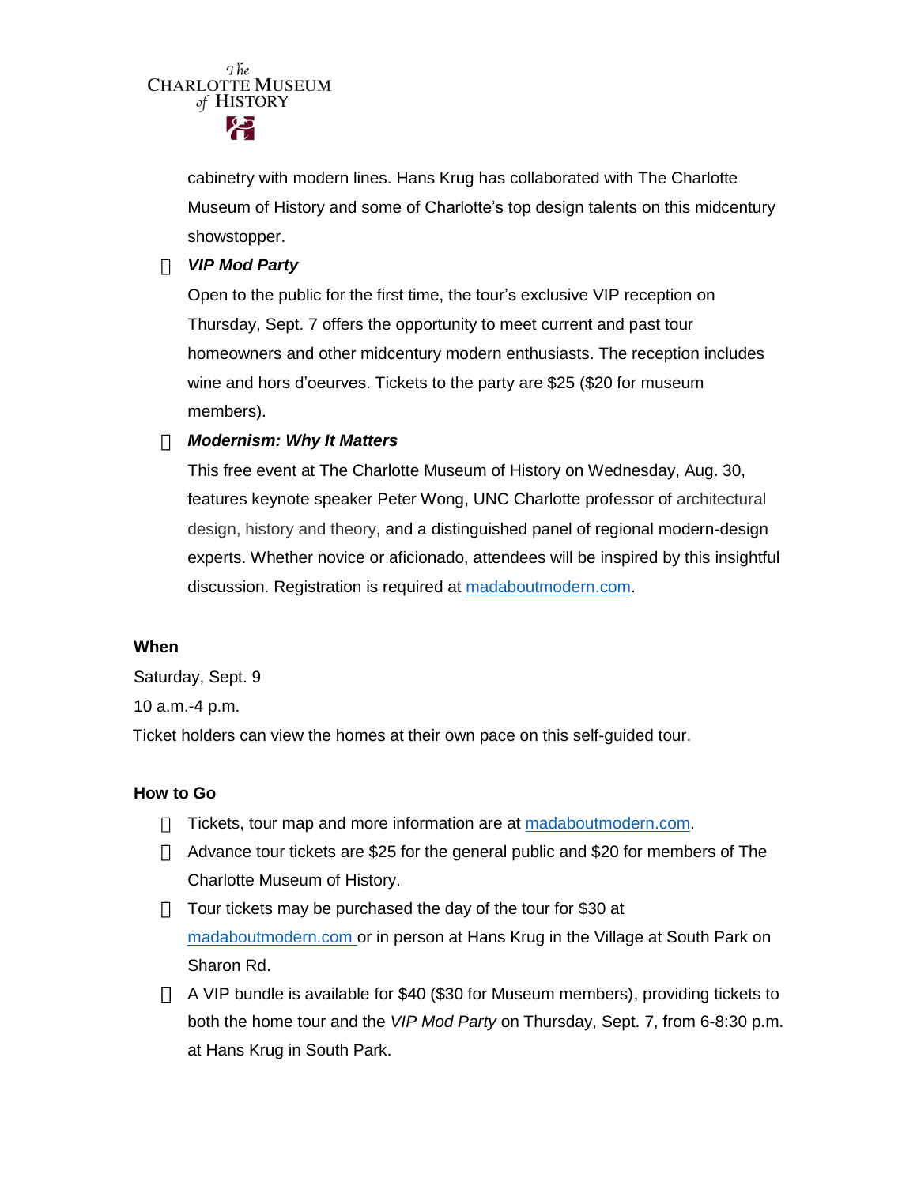cabinetry with modern lines. Hans Krug has collaborated with The Charlotte Museum of History and some of Charlotte's top design talents on this midcentury showstopper.

- ***VIP Mod Party***

  Open to the public for the first time, the tour's exclusive VIP reception on Thursday, Sept. 7 offers the opportunity to meet current and past tour homeowners and other midcentury modern enthusiasts. The reception includes wine and hors d'oeurves. Tickets to the party are $25 ($20 for museum members).

- ***Modernism: Why It Matters***

  This free event at The Charlotte Museum of History on Wednesday, Aug. 30, features keynote speaker Peter Wong, UNC Charlotte professor of architectural design, history and theory, and a distinguished panel of regional modern-design experts. Whether novice or aficionado, attendees will be inspired by this insightful discussion. Registration is required at [madaboutmodern.com](madaboutmodern.com).

**When**

Saturday, Sept. 9

10 a.m.-4 p.m.

Ticket holders can view the homes at their own pace on this self-guided tour.

**How to Go**

- Tickets, tour map and more information are at [madaboutmodern.com](madaboutmodern.com).
- Advance tour tickets are $25 for the general public and $20 for members of The Charlotte Museum of History.
- Tour tickets may be purchased the day of the tour for $30 at [madaboutmodern.com](madaboutmodern.com) or in person at Hans Krug in the Village at South Park on Sharon Rd.
- A VIP bundle is available for $40 ($30 for Museum members), providing tickets to both the home tour and the *VIP Mod Party* on Thursday, Sept. 7, from 6-8:30 p.m. at Hans Krug in South Park.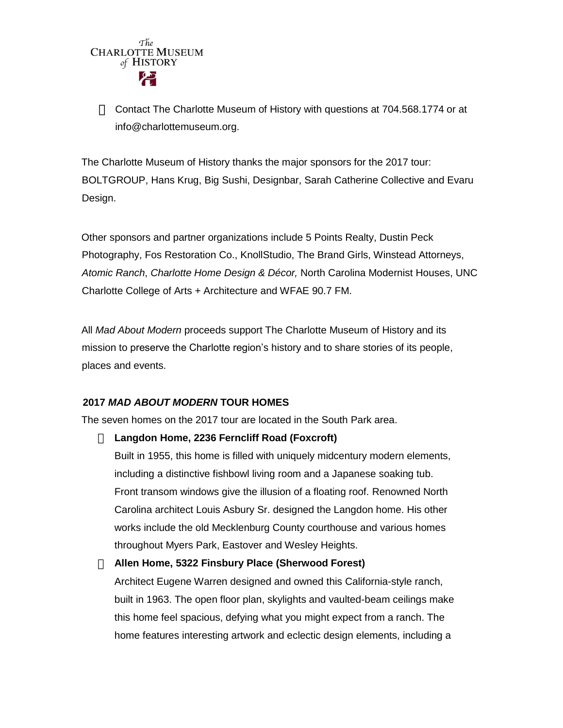- Contact The Charlotte Museum of History with questions at 704.568.1774 or at info@charlottemuseum.org.

The Charlotte Museum of History thanks the major sponsors for the 2017 tour: BOLTGROUP, Hans Krug, Big Sushi, Designbar, Sarah Catherine Collective and Evaru Design.

Other sponsors and partner organizations include 5 Points Realty, Dustin Peck Photography, Fos Restoration Co., KnollStudio, The Brand Girls, Winstead Attorneys, *Atomic Ranch*, *Charlotte Home Design & Décor,* North Carolina Modernist Houses, UNC Charlotte College of Arts + Architecture and WFAE 90.7 FM.

All *Mad About Modern* proceeds support The Charlotte Museum of History and its mission to preserve the Charlotte region's history and to share stories of its people, places and events.

## 2017 *MAD ABOUT MODERN* TOUR HOMES

The seven homes on the 2017 tour are located in the South Park area.

- **Langdon Home, 2236 Ferncliff Road (Foxcroft)**
  Built in 1955, this home is filled with uniquely midcentury modern elements, including a distinctive fishbowl living room and a Japanese soaking tub. Front transom windows give the illusion of a floating roof. Renowned North Carolina architect Louis Asbury Sr. designed the Langdon home. His other works include the old Mecklenburg County courthouse and various homes throughout Myers Park, Eastover and Wesley Heights.
- **Allen Home, 5322 Finsbury Place (Sherwood Forest)**
  Architect Eugene Warren designed and owned this California-style ranch, built in 1963. The open floor plan, skylights and vaulted-beam ceilings make this home feel spacious, defying what you might expect from a ranch. The home features interesting artwork and eclectic design elements, including a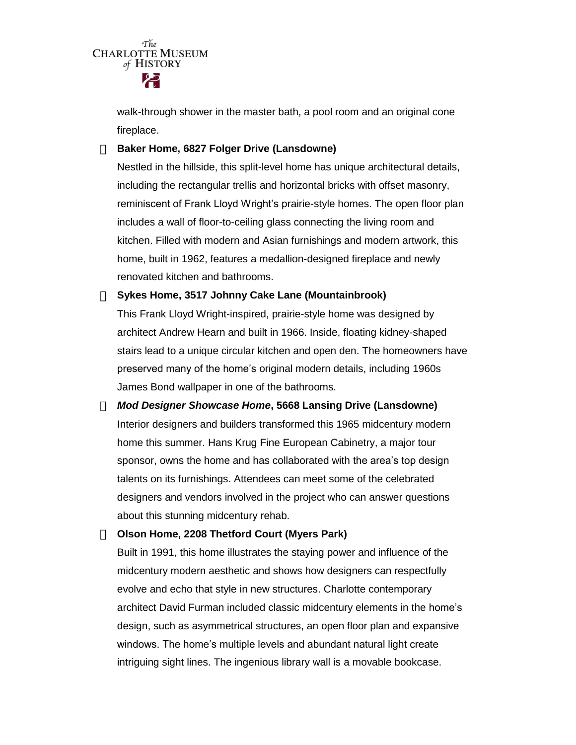walk-through shower in the master bath, a pool room and an original cone fireplace.

- **Baker Home, 6827 Folger Drive (Lansdowne)**

  Nestled in the hillside, this split-level home has unique architectural details, including the rectangular trellis and horizontal bricks with offset masonry, reminiscent of Frank Lloyd Wright's prairie-style homes. The open floor plan includes a wall of floor-to-ceiling glass connecting the living room and kitchen. Filled with modern and Asian furnishings and modern artwork, this home, built in 1962, features a medallion-designed fireplace and newly renovated kitchen and bathrooms.

- **Sykes Home, 3517 Johnny Cake Lane (Mountainbrook)**

  This Frank Lloyd Wright-inspired, prairie-style home was designed by architect Andrew Hearn and built in 1966. Inside, floating kidney-shaped stairs lead to a unique circular kitchen and open den. The homeowners have preserved many of the home's original modern details, including 1960s James Bond wallpaper in one of the bathrooms.

- ***Mod Designer Showcase Home*, 5668 Lansing Drive (Lansdowne)**

  Interior designers and builders transformed this 1965 midcentury modern home this summer. Hans Krug Fine European Cabinetry, a major tour sponsor, owns the home and has collaborated with the area's top design talents on its furnishings. Attendees can meet some of the celebrated designers and vendors involved in the project who can answer questions about this stunning midcentury rehab.

- **Olson Home, 2208 Thetford Court (Myers Park)**

  Built in 1991, this home illustrates the staying power and influence of the midcentury modern aesthetic and shows how designers can respectfully evolve and echo that style in new structures. Charlotte contemporary architect David Furman included classic midcentury elements in the home's design, such as asymmetrical structures, an open floor plan and expansive windows. The home's multiple levels and abundant natural light create intriguing sight lines. The ingenious library wall is a movable bookcase.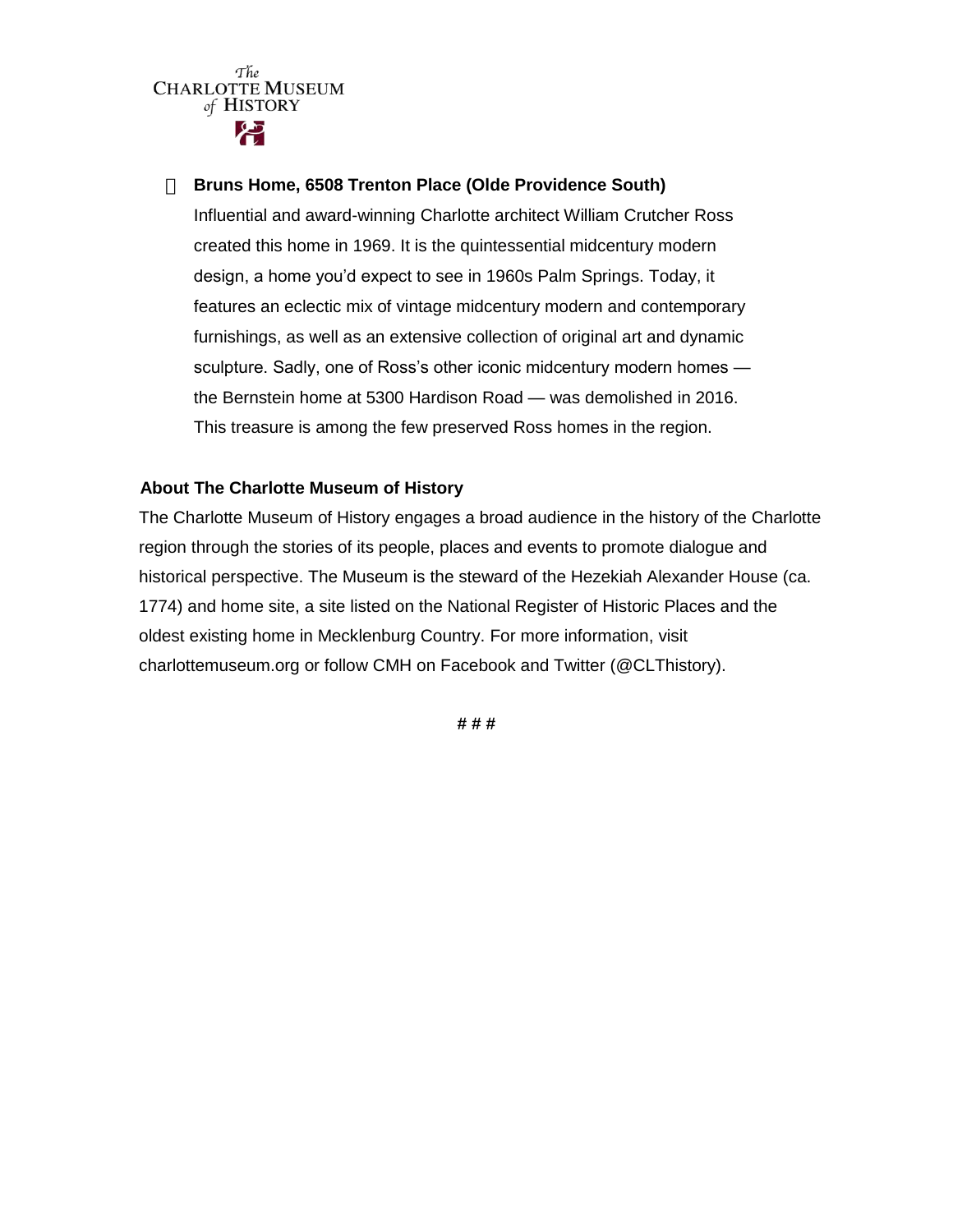- **Bruns Home, 6508 Trenton Place (Olde Providence South)**
  Influential and award-winning Charlotte architect William Crutcher Ross created this home in 1969. It is the quintessential midcentury modern design, a home you'd expect to see in 1960s Palm Springs. Today, it features an eclectic mix of vintage midcentury modern and contemporary furnishings, as well as an extensive collection of original art and dynamic sculpture. Sadly, one of Ross's other iconic midcentury modern homes — the Bernstein home at 5300 Hardison Road — was demolished in 2016. This treasure is among the few preserved Ross homes in the region.

**About The Charlotte Museum of History**

The Charlotte Museum of History engages a broad audience in the history of the Charlotte region through the stories of its people, places and events to promote dialogue and historical perspective. The Museum is the steward of the Hezekiah Alexander House (ca. 1774) and home site, a site listed on the National Register of Historic Places and the oldest existing home in Mecklenburg Country. For more information, visit charlottemuseum.org or follow CMH on Facebook and Twitter (@CLThistory).

# # #